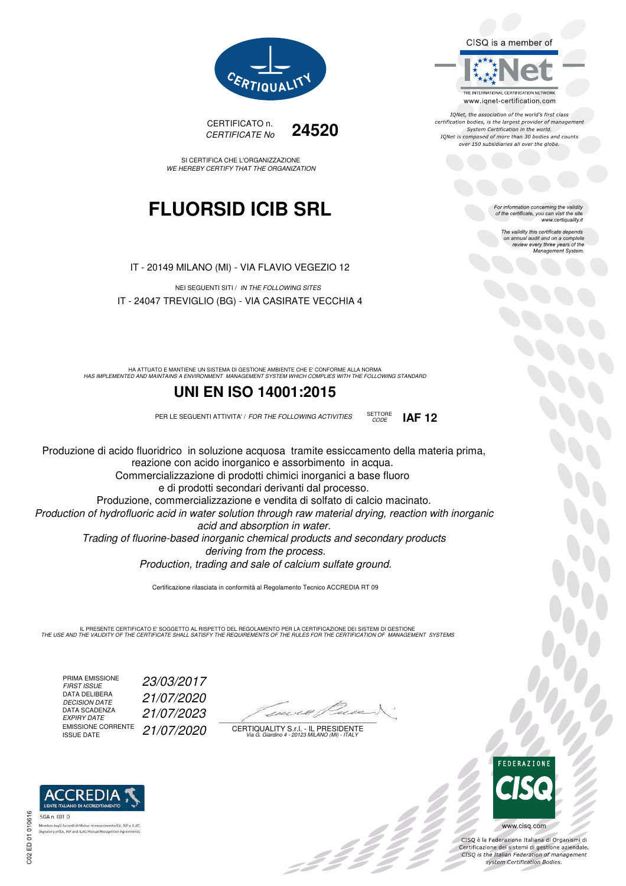CERTIQUALITY

CISQ is a member of

IQNet

THE INTERNATIONAL CERTIFICATION NETWORK
www.iqnet-certification.com

*IQNet, the association of the world's first class certification bodies, is the largest provider of management System Certification in the world. IQNet is composed of more than 30 bodies and counts over 150 subsidiaries all over the globe.*

CERTIFICATO n.
*CERTIFICATE No* **24520**

SI CERTIFICA CHE L'ORGANIZZAZIONE
*WE HEREBY CERTIFY THAT THE ORGANIZATION*

# FLUORSID ICIB SRL

*For information concerning the validity of the certificate, you can visit the site www.certiquality.it*

*The validity this certificate depends on annual audit and on a complete review every three years of the Management System.*

IT - 20149 MILANO (MI) - VIA FLAVIO VEGEZIO 12

NEI SEGUENTI SITI / *IN THE FOLLOWING SITES*
IT - 24047 TREVIGLIO (BG) - VIA CASIRATE VECCHIA 4

HA ATTUATO E MANTIENE UN SISTEMA DI GESTIONE AMBIENTE CHE E' CONFORME ALLA NORMA
*HAS IMPLEMENTED AND MAINTAINS A ENVIRONMENT MANAGEMENT SYSTEM WHICH COMPLIES WITH THE FOLLOWING STANDARD*

## UNI EN ISO 14001:2015

PER LE SEGUENTI ATTIVITA' / *FOR THE FOLLOWING ACTIVITIES* SETTORE *CODE* **IAF 12**

Produzione di acido fluoridrico in soluzione acquosa tramite essiccamento della materia prima, reazione con acido inorganico e assorbimento in acqua.
Commercializzazione di prodotti chimici inorganici a base fluoro e di prodotti secondari derivanti dal processo.
Produzione, commercializzazione e vendita di solfato di calcio macinato.

*Production of hydrofluoric acid in water solution through raw material drying, reaction with inorganic acid and absorption in water.*
*Trading of fluorine-based inorganic chemical products and secondary products deriving from the process.*
*Production, trading and sale of calcium sulfate ground.*

Certificazione rilasciata in conformità al Regolamento Tecnico ACCREDIA RT 09

IL PRESENTE CERTIFICATO E' SOGGETTO AL RISPETTO DEL REGOLAMENTO PER LA CERTIFICAZIONE DEI SISTEMI DI GESTIONE
*THE USE AND THE VALIDITY OF THE CERTIFICATE SHALL SATISFY THE REQUIREMENTS OF THE RULES FOR THE CERTIFICATION OF MANAGEMENT SYSTEMS*

| | |
|---|---|
| PRIMA EMISSIONE *FIRST ISSUE* | *23/03/2017* |
| DATA DELIBERA *DECISION DATE* | *21/07/2020* |
| DATA SCADENZA *EXPIRY DATE* | *21/07/2023* |
| EMISSIONE CORRENTE *ISSUE DATE* | *21/07/2020* |

CERTIQUALITY S.r.l. - IL PRESIDENTE
*Via G. Giardino 4 - 20123 MILANO (MI) - ITALY*

ACCREDIA L'ENTE ITALIANO DI ACCREDITAMENTO
SGA n. 001 D
Membro degli Accordi di Mutuo riconoscimento EA, IAF e ILAC
Signatory of EA, IAF and ILAC Mutual Recognition Agreements

FEDERAZIONE CISQ
www.cisq.com

CISQ è la Federazione Italiana di Organismi di Certificazione dei sistemi di gestione aziendale.
*CISQ is the Italian Federation of management system Certification Bodies.*

C02 ED 01 010616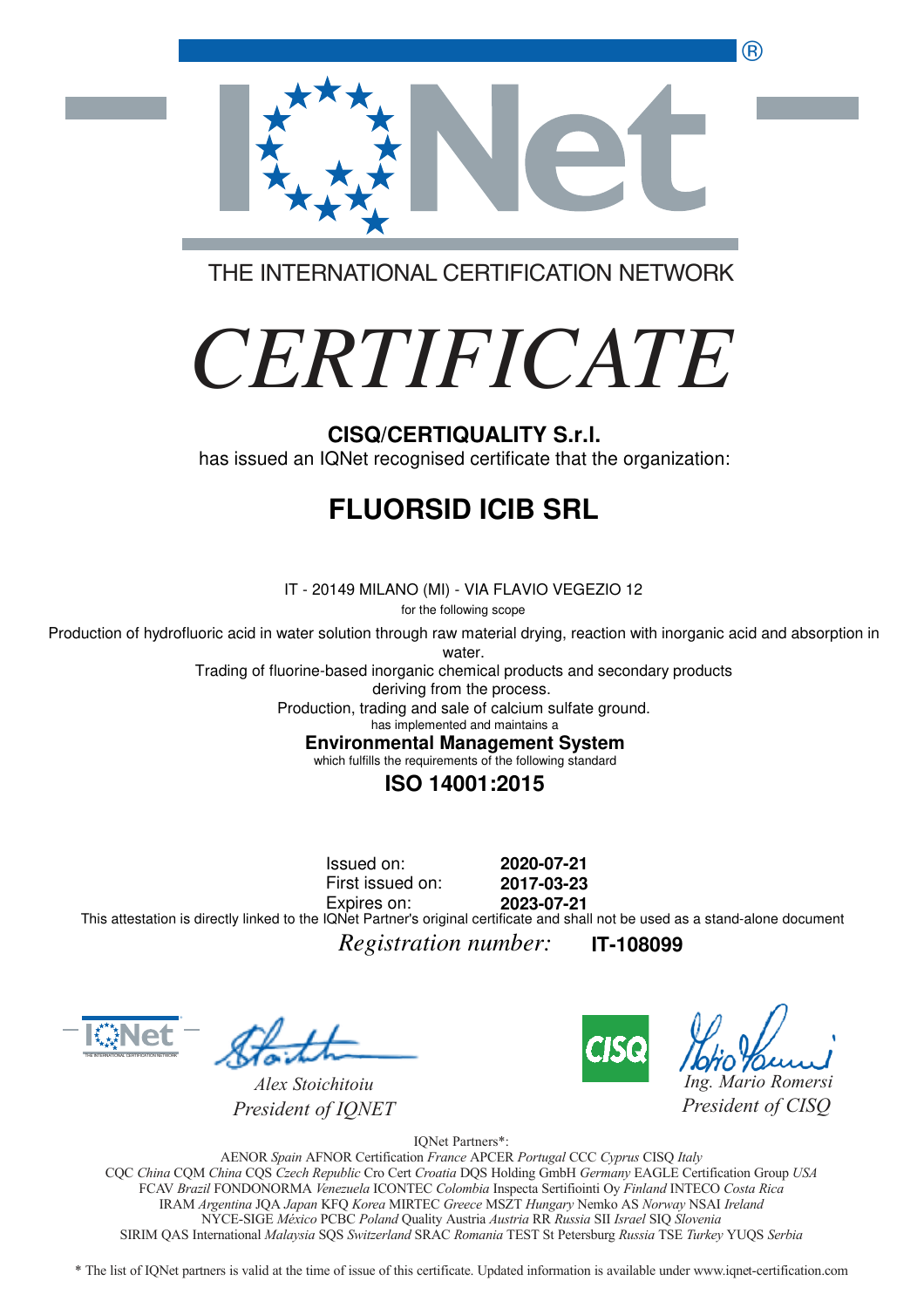THE INTERNATIONAL CERTIFICATION NETWORK

# *CERTIFICATE*

**CISQ/CERTIQUALITY S.r.l.**

has issued an IQNet recognised certificate that the organization:

## FLUORSID ICIB SRL

IT - 20149 MILANO (MI) - VIA FLAVIO VEGEZIO 12

for the following scope

Production of hydrofluoric acid in water solution through raw material drying, reaction with inorganic acid and absorption in water.

Trading of fluorine-based inorganic chemical products and secondary products deriving from the process.

Production, trading and sale of calcium sulfate ground.

has implemented and maintains a

**Environmental Management System**

which fulfills the requirements of the following standard

**ISO 14001:2015**

| | |
|---|---|
| Issued on: | **2020-07-21** |
| First issued on: | **2017-03-23** |
| Expires on: | **2023-07-21** |

This attestation is directly linked to the IQNet Partner's original certificate and shall not be used as a stand-alone document

*Registration number:* **IT-108099**

*Alex Stoichitoiu*
*President of IQNET*

*Ing. Mario Romersi*
*President of CISQ*

IQNet Partners*:

AENOR *Spain* AFNOR Certification *France* APCER *Portugal* CCC *Cyprus* CISQ *Italy*
CQC *China* CQM *China* CQS *Czech Republic* Cro Cert *Croatia* DQS Holding GmbH *Germany* EAGLE Certification Group *USA*
FCAV *Brazil* FONDONORMA *Venezuela* ICONTEC *Colombia* Inspecta Sertifiointi Oy *Finland* INTECO *Costa Rica*
IRAM *Argentina* JQA *Japan* KFQ *Korea* MIRTEC *Greece* MSZT *Hungary* Nemko AS *Norway* NSAI *Ireland*
NYCE-SIGE *México* PCBC *Poland* Quality Austria *Austria* RR *Russia* SII *Israel* SIQ *Slovenia*
SIRIM QAS International *Malaysia* SQS *Switzerland* SRAC *Romania* TEST St Petersburg *Russia* TSE *Turkey* YUQS *Serbia*

\* The list of IQNet partners is valid at the time of issue of this certificate. Updated information is available under www.iqnet-certification.com